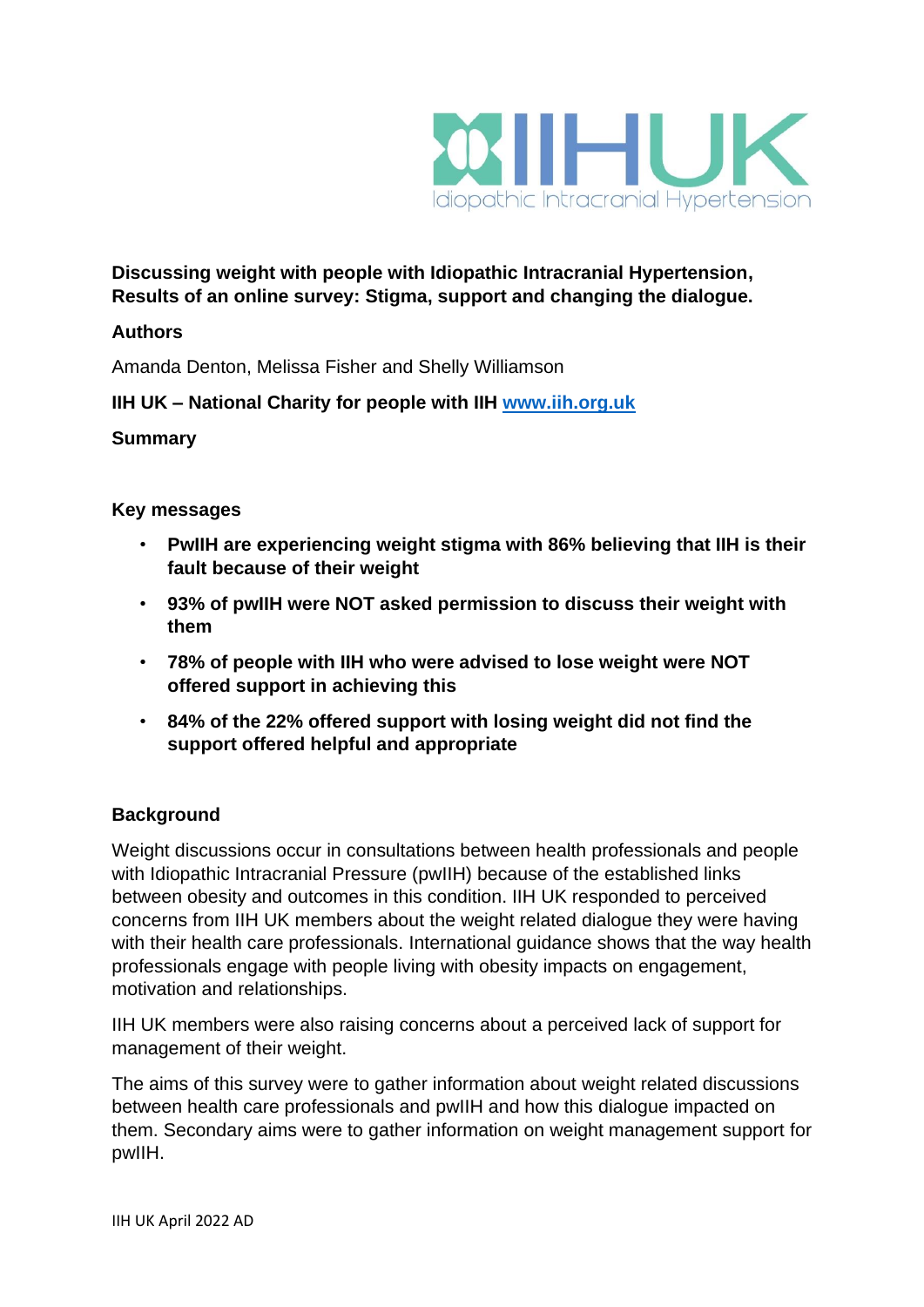**Discussing weight with people with Idiopathic Intracranial Hypertension, Results of an online survey: Stigma, support and changing the dialogue.**

**Authors**

Amanda Denton, Melissa Fisher and Shelly Williamson

**IIH UK – National Charity for people with IIH [www.iih.org.uk](http://www.iih.org.uk)**

**Summary**

**Key messages**

- **PwIIH are experiencing weight stigma with 86% believing that IIH is their fault because of their weight**
- **93% of pwIIH were NOT asked permission to discuss their weight with them**
- **78% of people with IIH who were advised to lose weight were NOT offered support in achieving this**
- **84% of the 22% offered support with losing weight did not find the support offered helpful and appropriate**

**Background**

Weight discussions occur in consultations between health professionals and people with Idiopathic Intracranial Pressure (pwIIH) because of the established links between obesity and outcomes in this condition. IIH UK responded to perceived concerns from IIH UK members about the weight related dialogue they were having with their health care professionals. International guidance shows that the way health professionals engage with people living with obesity impacts on engagement, motivation and relationships.

IIH UK members were also raising concerns about a perceived lack of support for management of their weight.

The aims of this survey were to gather information about weight related discussions between health care professionals and pwIIH and how this dialogue impacted on them. Secondary aims were to gather information on weight management support for pwIIH.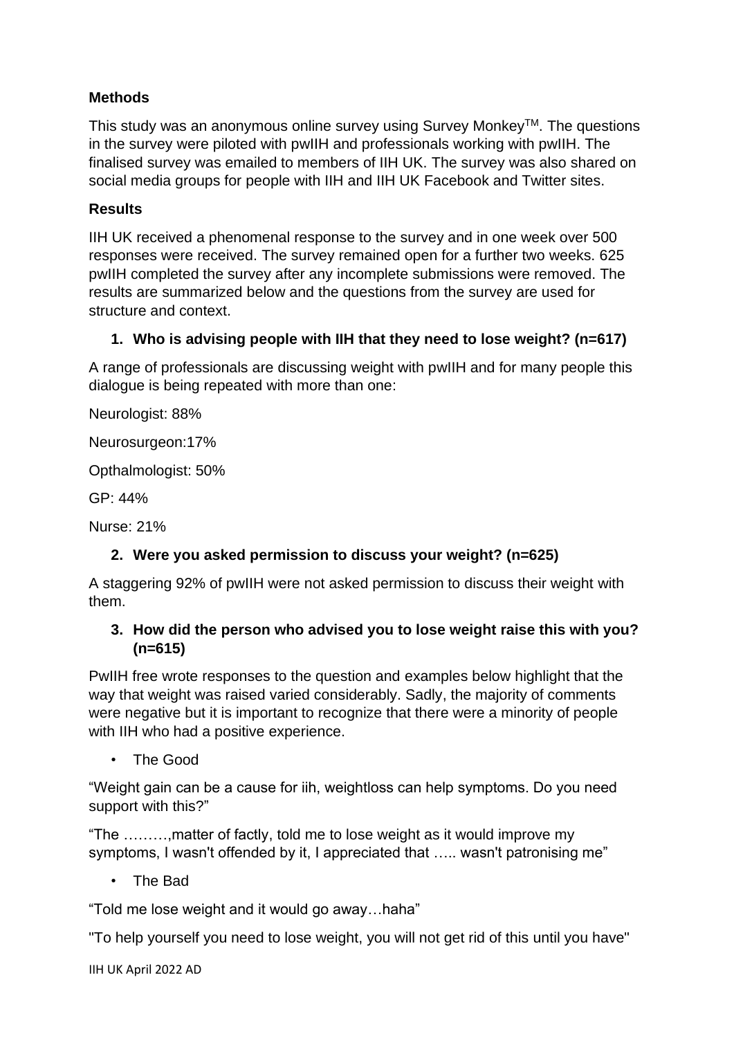## Methods

This study was an anonymous online survey using Survey Monkey™. The questions in the survey were piloted with pwIIH and professionals working with pwIIH. The finalised survey was emailed to members of IIH UK. The survey was also shared on social media groups for people with IIH and IIH UK Facebook and Twitter sites.

## Results

IIH UK received a phenomenal response to the survey and in one week over 500 responses were received. The survey remained open for a further two weeks. 625 pwIIH completed the survey after any incomplete submissions were removed. The results are summarized below and the questions from the survey are used for structure and context.

### 1. Who is advising people with IIH that they need to lose weight? (n=617)

A range of professionals are discussing weight with pwIIH and for many people this dialogue is being repeated with more than one:

Neurologist: 88%

Neurosurgeon:17%

Opthalmologist: 50%

GP: 44%

Nurse: 21%

### 2. Were you asked permission to discuss your weight? (n=625)

A staggering 92% of pwIIH were not asked permission to discuss their weight with them.

### 3. How did the person who advised you to lose weight raise this with you? (n=615)

PwIIH free wrote responses to the question and examples below highlight that the way that weight was raised varied considerably. Sadly, the majority of comments were negative but it is important to recognize that there were a minority of people with IIH who had a positive experience.

- The Good

"Weight gain can be a cause for iih, weightloss can help symptoms. Do you need support with this?"

"The ………,matter of factly, told me to lose weight as it would improve my symptoms, I wasn't offended by it, I appreciated that ….. wasn't patronising me"

- The Bad

"Told me lose weight and it would go away…haha"

"To help yourself you need to lose weight, you will not get rid of this until you have"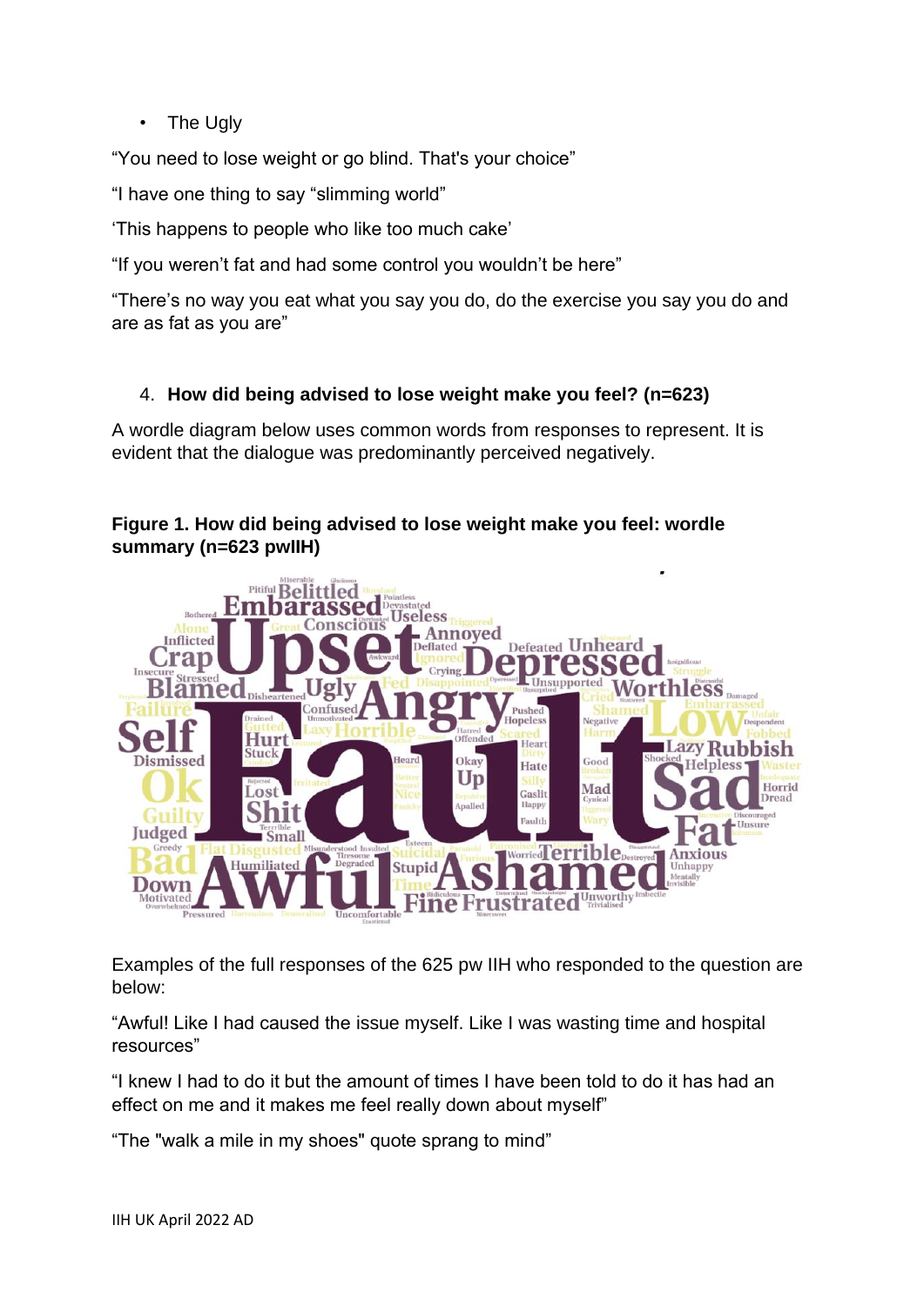- The Ugly

"You need to lose weight or go blind. That's your choice"

"I have one thing to say "slimming world"

'This happens to people who like too much cake'

"If you weren't fat and had some control you wouldn't be here"

"There's no way you eat what you say you do, do the exercise you say you do and are as fat as you are"

4. **How did being advised to lose weight make you feel? (n=623)**

A wordle diagram below uses common words from responses to represent. It is evident that the dialogue was predominantly perceived negatively.

**Figure 1. How did being advised to lose weight make you feel: wordle summary (n=623 pwIIH)**

Examples of the full responses of the 625 pw IIH who responded to the question are below:

"Awful! Like I had caused the issue myself. Like I was wasting time and hospital resources"

"I knew I had to do it but the amount of times I have been told to do it has had an effect on me and it makes me feel really down about myself"

"The "walk a mile in my shoes" quote sprang to mind"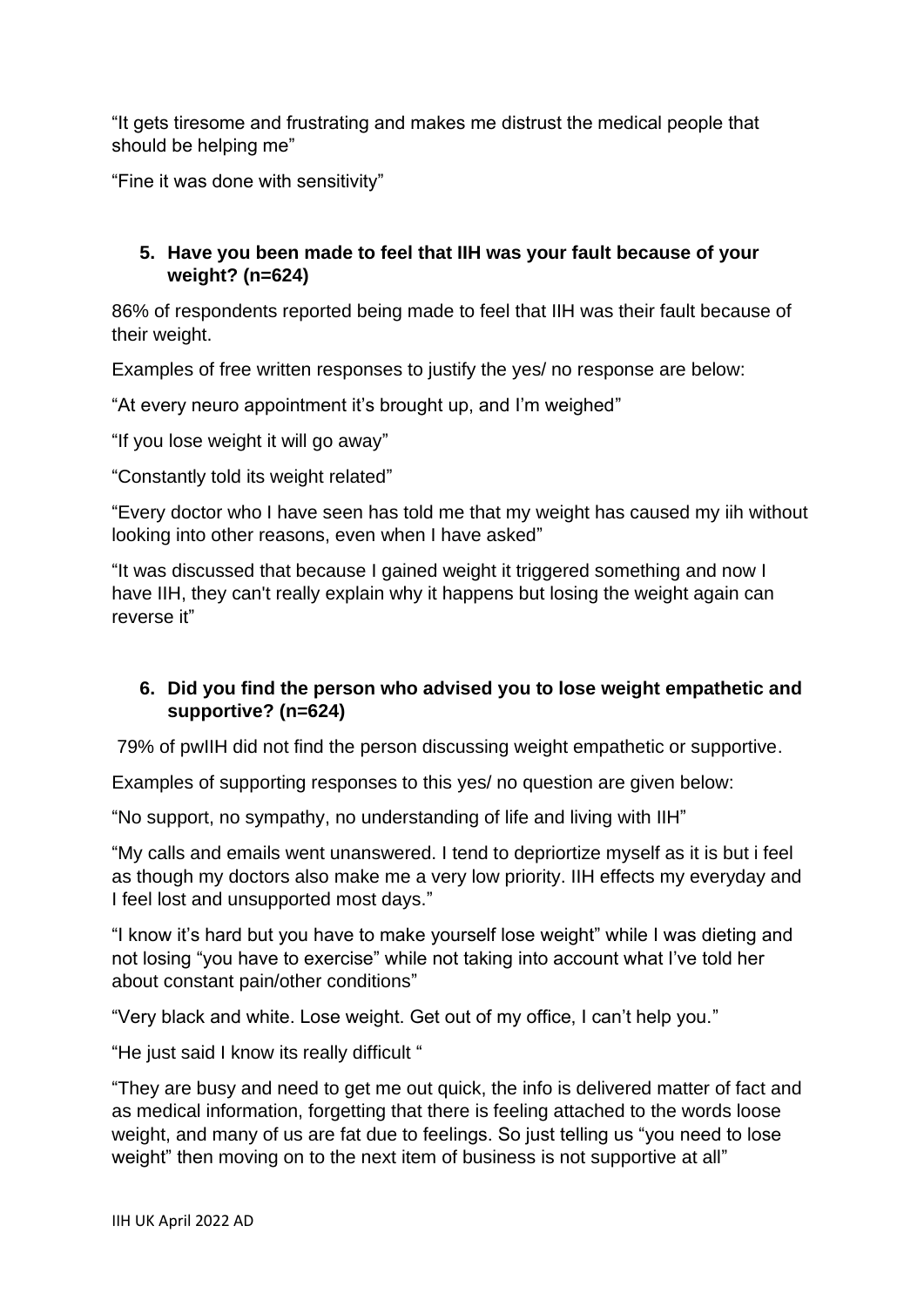"It gets tiresome and frustrating and makes me distrust the medical people that should be helping me"

"Fine it was done with sensitivity"

5. **Have you been made to feel that IIH was your fault because of your weight? (n=624)**

86% of respondents reported being made to feel that IIH was their fault because of their weight.

Examples of free written responses to justify the yes/ no response are below:

"At every neuro appointment it's brought up, and I'm weighed"

"If you lose weight it will go away"

"Constantly told its weight related"

"Every doctor who I have seen has told me that my weight has caused my iih without looking into other reasons, even when I have asked"

"It was discussed that because I gained weight it triggered something and now I have IIH, they can't really explain why it happens but losing the weight again can reverse it"

6. **Did you find the person who advised you to lose weight empathetic and supportive? (n=624)**

79% of pwIIH did not find the person discussing weight empathetic or supportive.

Examples of supporting responses to this yes/ no question are given below:

"No support, no sympathy, no understanding of life and living with IIH"

"My calls and emails went unanswered. I tend to depriortize myself as it is but i feel as though my doctors also make me a very low priority. IIH effects my everyday and I feel lost and unsupported most days."

"I know it's hard but you have to make yourself lose weight" while I was dieting and not losing "you have to exercise" while not taking into account what I've told her about constant pain/other conditions"

"Very black and white. Lose weight. Get out of my office, I can't help you."

"He just said I know its really difficult "

"They are busy and need to get me out quick, the info is delivered matter of fact and as medical information, forgetting that there is feeling attached to the words loose weight, and many of us are fat due to feelings. So just telling us "you need to lose weight" then moving on to the next item of business is not supportive at all"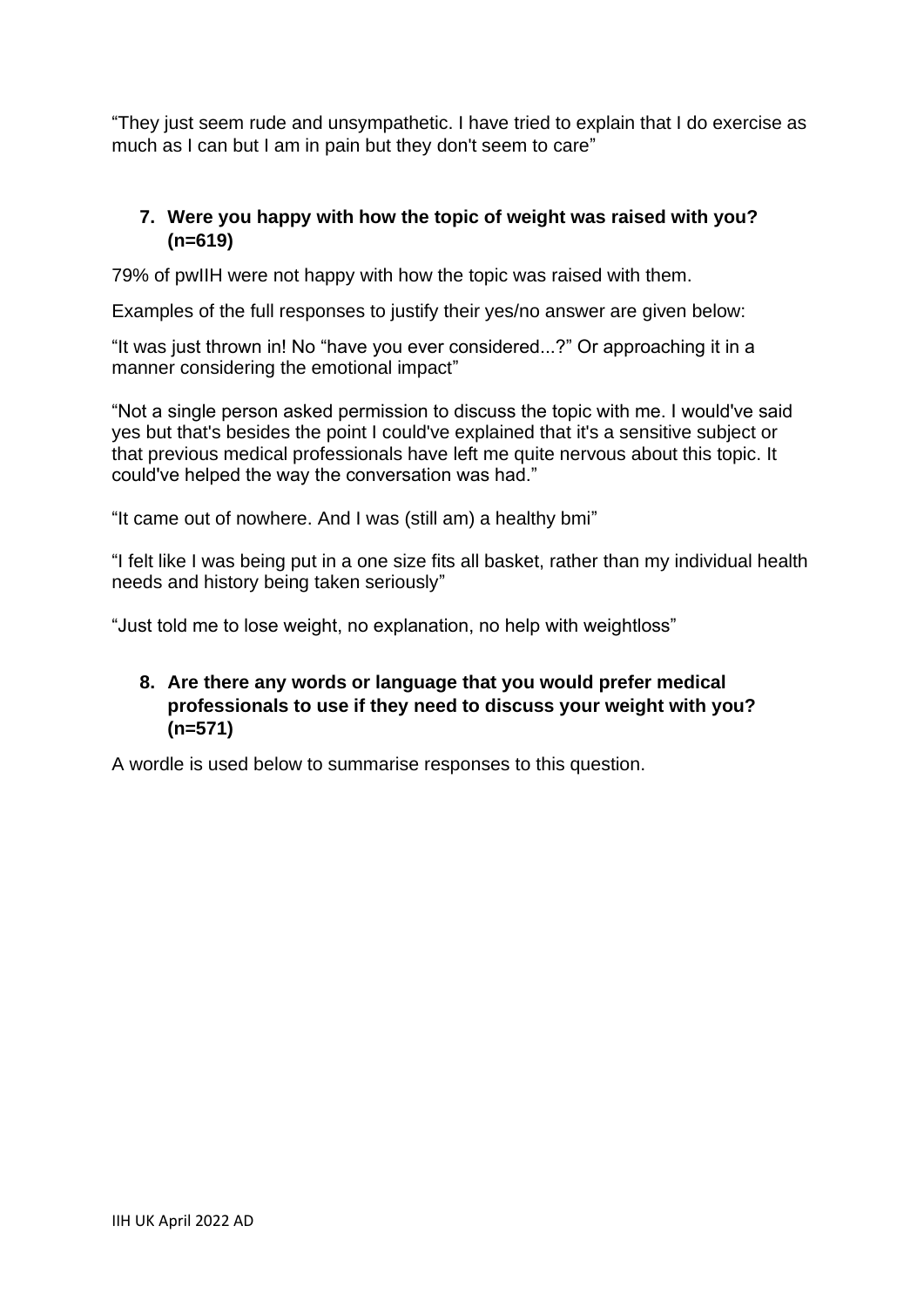"They just seem rude and unsympathetic. I have tried to explain that I do exercise as much as I can but I am in pain but they don't seem to care"

7. **Were you happy with how the topic of weight was raised with you? (n=619)**

79% of pwIIH were not happy with how the topic was raised with them.

Examples of the full responses to justify their yes/no answer are given below:

"It was just thrown in! No "have you ever considered...?" Or approaching it in a manner considering the emotional impact"

"Not a single person asked permission to discuss the topic with me. I would've said yes but that's besides the point I could've explained that it's a sensitive subject or that previous medical professionals have left me quite nervous about this topic. It could've helped the way the conversation was had."

"It came out of nowhere. And I was (still am) a healthy bmi"

"I felt like I was being put in a one size fits all basket, rather than my individual health needs and history being taken seriously"

"Just told me to lose weight, no explanation, no help with weightloss"

8. **Are there any words or language that you would prefer medical professionals to use if they need to discuss your weight with you? (n=571)**

A wordle is used below to summarise responses to this question.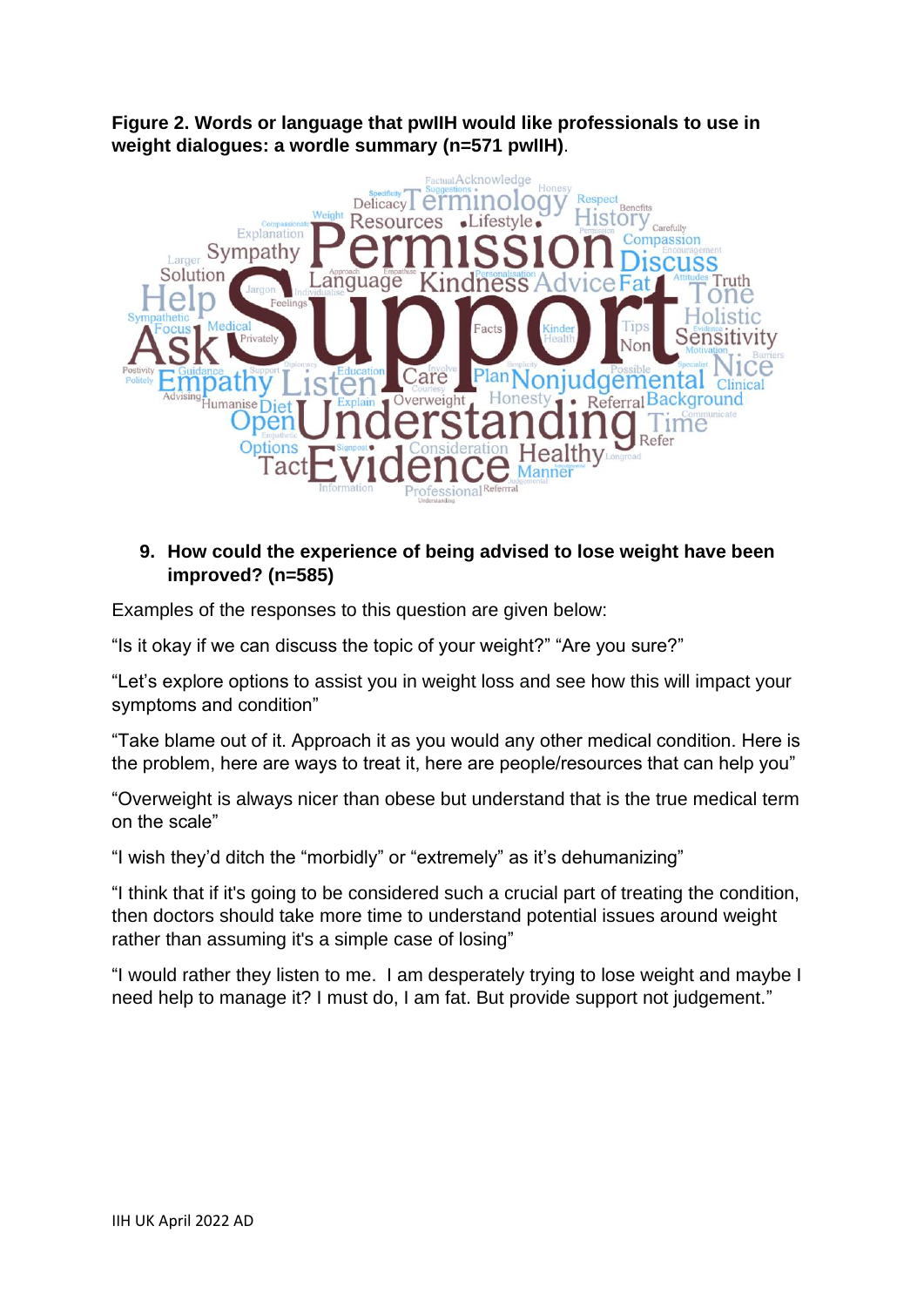**Figure 2. Words or language that pwIIH would like professionals to use in weight dialogues: a wordle summary (n=571 pwIIH)**.

9. **How could the experience of being advised to lose weight have been improved? (n=585)**

Examples of the responses to this question are given below:

"Is it okay if we can discuss the topic of your weight?" "Are you sure?"

"Let's explore options to assist you in weight loss and see how this will impact your symptoms and condition"

"Take blame out of it. Approach it as you would any other medical condition. Here is the problem, here are ways to treat it, here are people/resources that can help you"

"Overweight is always nicer than obese but understand that is the true medical term on the scale"

"I wish they'd ditch the "morbidly" or "extremely" as it's dehumanizing"

"I think that if it's going to be considered such a crucial part of treating the condition, then doctors should take more time to understand potential issues around weight rather than assuming it's a simple case of losing"

"I would rather they listen to me. I am desperately trying to lose weight and maybe I need help to manage it? I must do, I am fat. But provide support not judgement."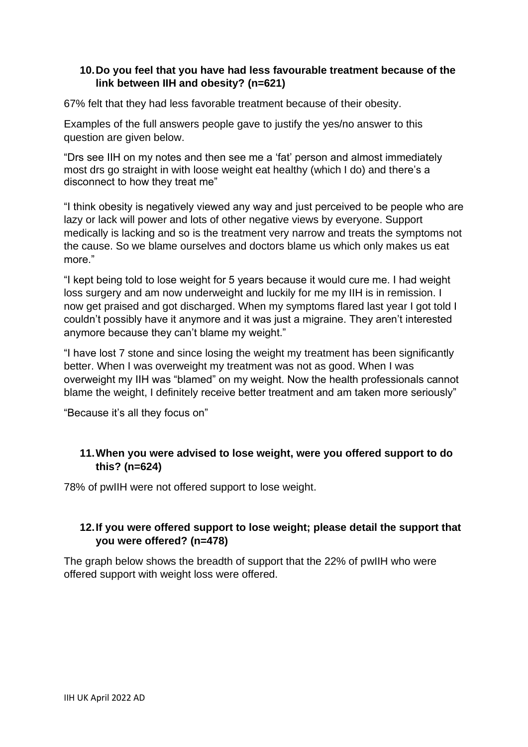10. **Do you feel that you have had less favourable treatment because of the link between IIH and obesity? (n=621)**

67% felt that they had less favorable treatment because of their obesity.

Examples of the full answers people gave to justify the yes/no answer to this question are given below.

"Drs see IIH on my notes and then see me a 'fat' person and almost immediately most drs go straight in with loose weight eat healthy (which I do) and there's a disconnect to how they treat me"

"I think obesity is negatively viewed any way and just perceived to be people who are lazy or lack will power and lots of other negative views by everyone. Support medically is lacking and so is the treatment very narrow and treats the symptoms not the cause. So we blame ourselves and doctors blame us which only makes us eat more."

"I kept being told to lose weight for 5 years because it would cure me. I had weight loss surgery and am now underweight and luckily for me my IIH is in remission. I now get praised and got discharged. When my symptoms flared last year I got told I couldn't possibly have it anymore and it was just a migraine. They aren't interested anymore because they can't blame my weight."

"I have lost 7 stone and since losing the weight my treatment has been significantly better. When I was overweight my treatment was not as good. When I was overweight my IIH was "blamed" on my weight. Now the health professionals cannot blame the weight, I definitely receive better treatment and am taken more seriously"

"Because it's all they focus on"

11. **When you were advised to lose weight, were you offered support to do this? (n=624)**

78% of pwIIH were not offered support to lose weight.

12. **If you were offered support to lose weight; please detail the support that you were offered? (n=478)**

The graph below shows the breadth of support that the 22% of pwIIH who were offered support with weight loss were offered.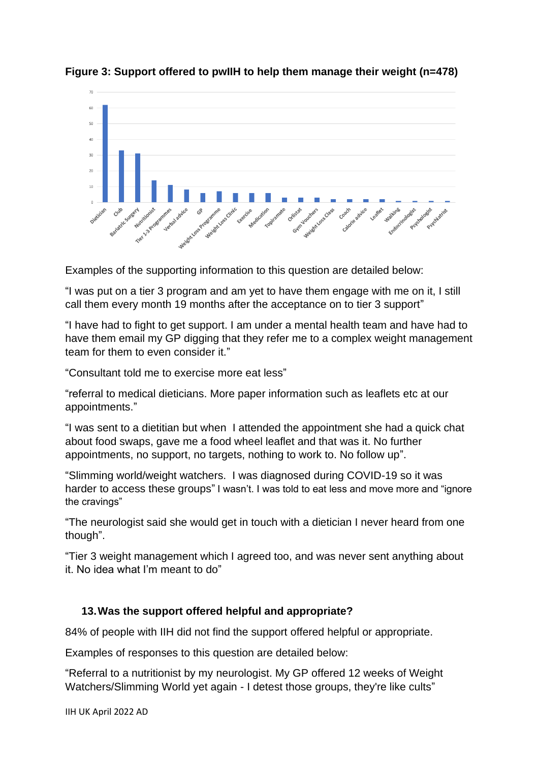**Figure 3: Support offered to pwIIH to help them manage their weight (n=478)**

Examples of the supporting information to this question are detailed below:

“I was put on a tier 3 program and am yet to have them engage with me on it, I still call them every month 19 months after the acceptance on to tier 3 support”

“I have had to fight to get support. I am under a mental health team and have had to have them email my GP digging that they refer me to a complex weight management team for them to even consider it.”

“Consultant told me to exercise more eat less”

“referral to medical dieticians. More paper information such as leaflets etc at our appointments.”

“I was sent to a dietitian but when I attended the appointment she had a quick chat about food swaps, gave me a food wheel leaflet and that was it. No further appointments, no support, no targets, nothing to work to. No follow up”.

“Slimming world/weight watchers. I was diagnosed during COVID-19 so it was harder to access these groups” I wasn’t. I was told to eat less and move more and “ignore the cravings”

“The neurologist said she would get in touch with a dietician I never heard from one though”.

“Tier 3 weight management which I agreed too, and was never sent anything about it. No idea what I’m meant to do”

### 13. Was the support offered helpful and appropriate?

84% of people with IIH did not find the support offered helpful or appropriate.

Examples of responses to this question are detailed below:

“Referral to a nutritionist by my neurologist. My GP offered 12 weeks of Weight Watchers/Slimming World yet again - I detest those groups, they're like cults”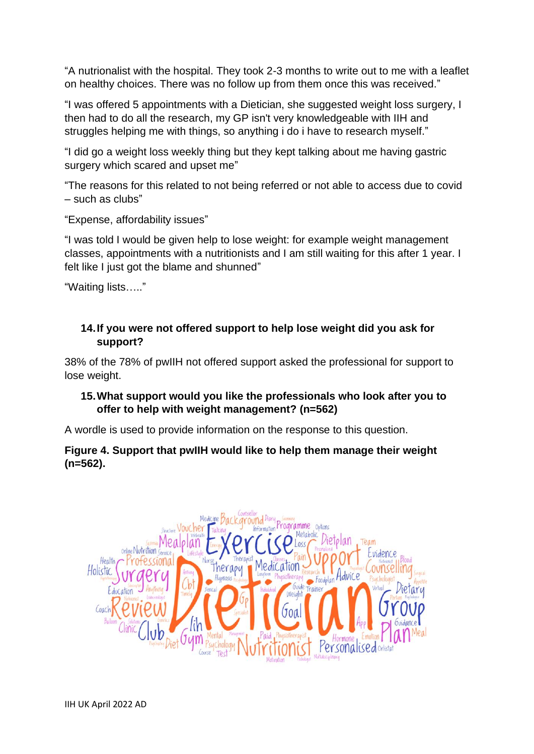"A nutrionalist with the hospital. They took 2-3 months to write out to me with a leaflet on healthy choices. There was no follow up from them once this was received."

"I was offered 5 appointments with a Dietician, she suggested weight loss surgery, I then had to do all the research, my GP isn't very knowledgeable with IIH and struggles helping me with things, so anything i do i have to research myself."

"I did go a weight loss weekly thing but they kept talking about me having gastric surgery which scared and upset me"

"The reasons for this related to not being referred or not able to access due to covid – such as clubs"

"Expense, affordability issues"

"I was told I would be given help to lose weight: for example weight management classes, appointments with a nutritionists and I am still waiting for this after 1 year. I felt like I just got the blame and shunned"

"Waiting lists….."

### 14. If you were not offered support to help lose weight did you ask for support?

38% of the 78% of pwIIH not offered support asked the professional for support to lose weight.

### 15. What support would you like the professionals who look after you to offer to help with weight management? (n=562)

A wordle is used to provide information on the response to this question.

**Figure 4. Support that pwIIH would like to help them manage their weight (n=562).**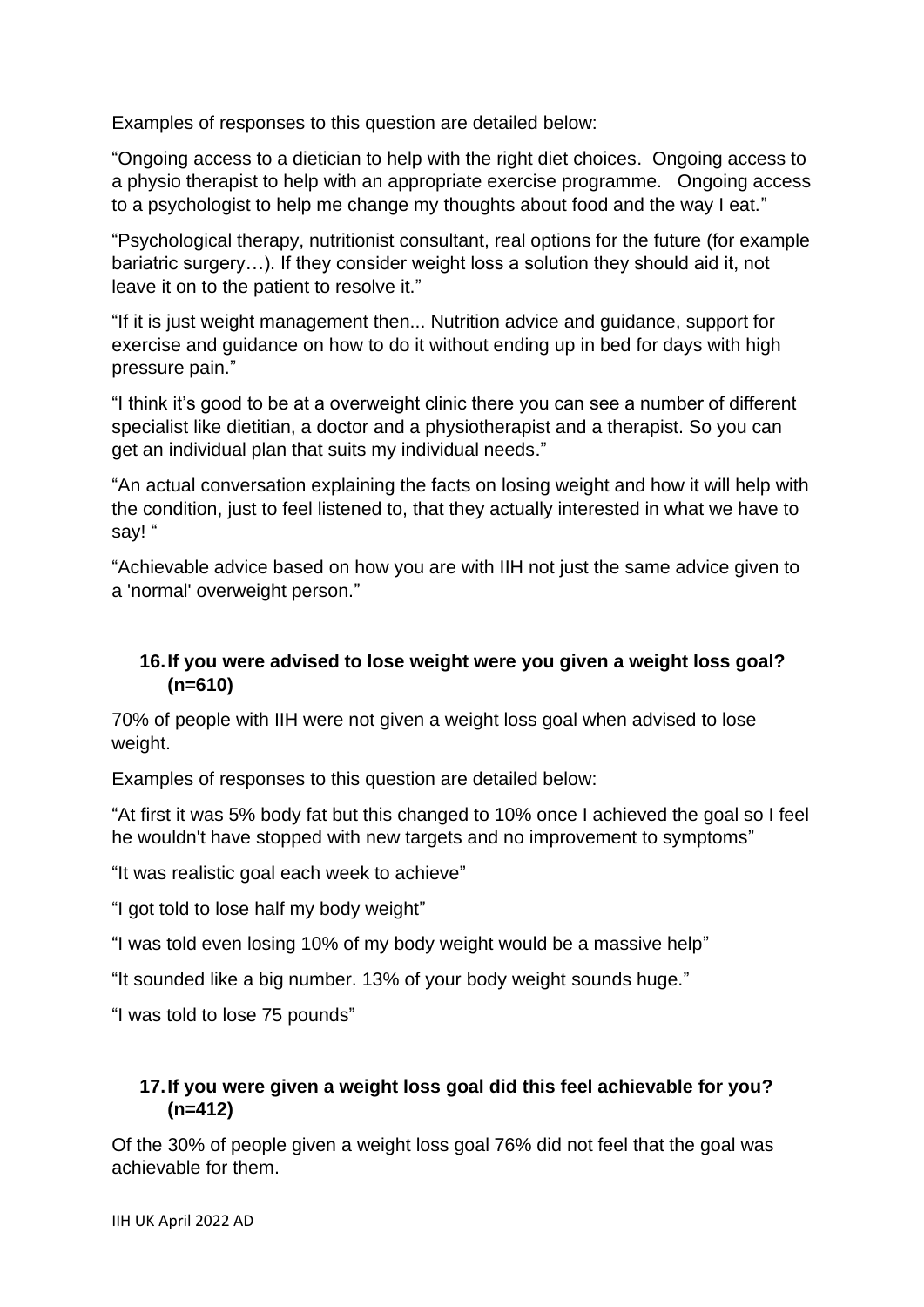Examples of responses to this question are detailed below:

"Ongoing access to a dietician to help with the right diet choices. Ongoing access to a physio therapist to help with an appropriate exercise programme. Ongoing access to a psychologist to help me change my thoughts about food and the way I eat."

"Psychological therapy, nutritionist consultant, real options for the future (for example bariatric surgery…). If they consider weight loss a solution they should aid it, not leave it on to the patient to resolve it."

"If it is just weight management then... Nutrition advice and guidance, support for exercise and guidance on how to do it without ending up in bed for days with high pressure pain."

"I think it's good to be at a overweight clinic there you can see a number of different specialist like dietitian, a doctor and a physiotherapist and a therapist. So you can get an individual plan that suits my individual needs."

"An actual conversation explaining the facts on losing weight and how it will help with the condition, just to feel listened to, that they actually interested in what we have to say! "

"Achievable advice based on how you are with IIH not just the same advice given to a 'normal' overweight person."

### 16. If you were advised to lose weight were you given a weight loss goal? (n=610)

70% of people with IIH were not given a weight loss goal when advised to lose weight.

Examples of responses to this question are detailed below:

"At first it was 5% body fat but this changed to 10% once I achieved the goal so I feel he wouldn't have stopped with new targets and no improvement to symptoms"

"It was realistic goal each week to achieve"

"I got told to lose half my body weight"

"I was told even losing 10% of my body weight would be a massive help"

"It sounded like a big number. 13% of your body weight sounds huge."

"I was told to lose 75 pounds"

### 17. If you were given a weight loss goal did this feel achievable for you? (n=412)

Of the 30% of people given a weight loss goal 76% did not feel that the goal was achievable for them.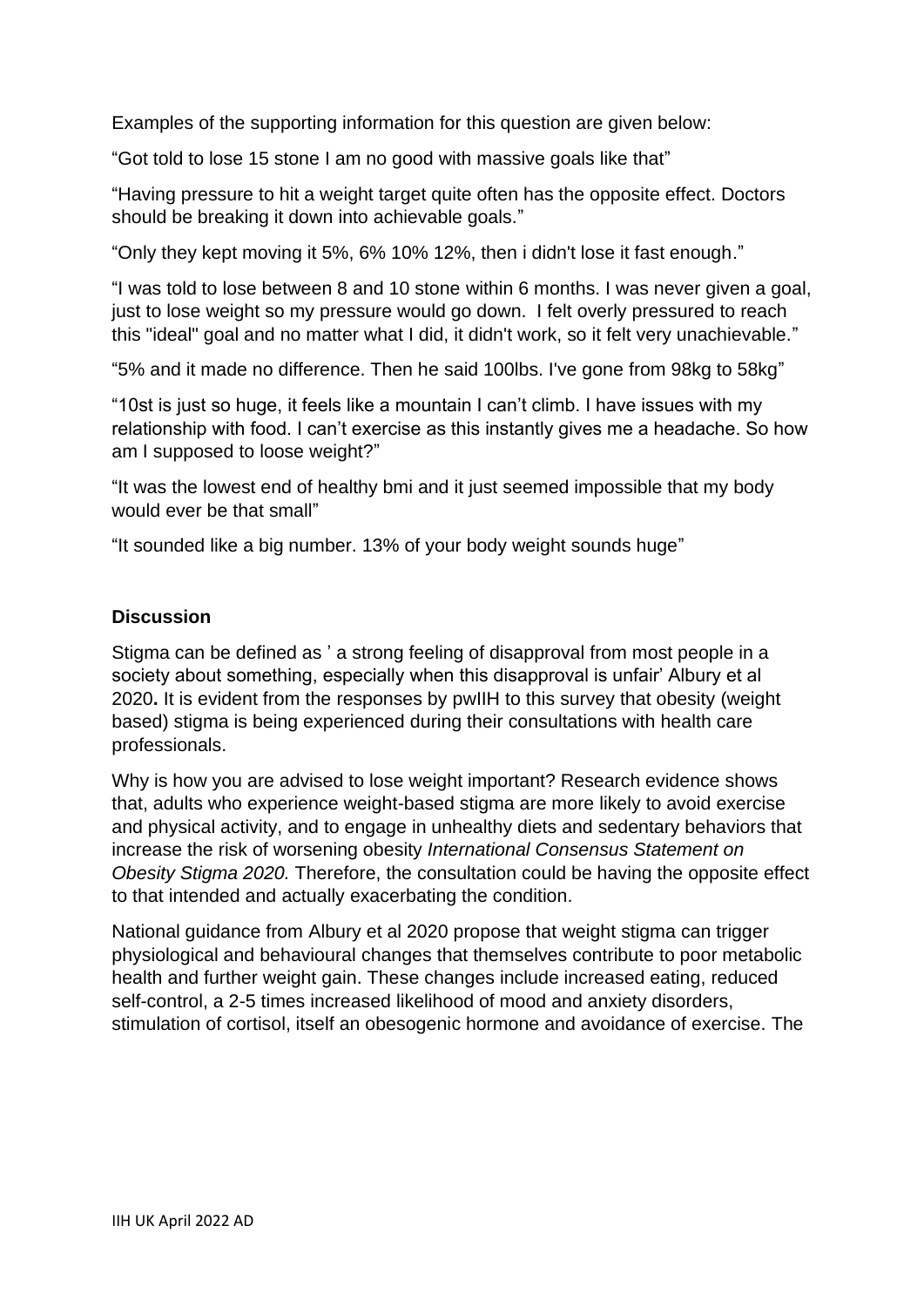Examples of the supporting information for this question are given below:

“Got told to lose 15 stone I am no good with massive goals like that”

“Having pressure to hit a weight target quite often has the opposite effect. Doctors should be breaking it down into achievable goals.”

“Only they kept moving it 5%, 6% 10% 12%, then i didn't lose it fast enough.”

“I was told to lose between 8 and 10 stone within 6 months. I was never given a goal, just to lose weight so my pressure would go down. I felt overly pressured to reach this "ideal" goal and no matter what I did, it didn't work, so it felt very unachievable.”

“5% and it made no difference. Then he said 100lbs. I've gone from 98kg to 58kg”

“10st is just so huge, it feels like a mountain I can’t climb. I have issues with my relationship with food. I can’t exercise as this instantly gives me a headache. So how am I supposed to loose weight?”

“It was the lowest end of healthy bmi and it just seemed impossible that my body would ever be that small”

“It sounded like a big number. 13% of your body weight sounds huge”

### Discussion

Stigma can be defined as ’ a strong feeling of disapproval from most people in a society about something, especially when this disapproval is unfair’ Albury et al 2020**.** It is evident from the responses by pwIIH to this survey that obesity (weight based) stigma is being experienced during their consultations with health care professionals.

Why is how you are advised to lose weight important? Research evidence shows that, adults who experience weight-based stigma are more likely to avoid exercise and physical activity, and to engage in unhealthy diets and sedentary behaviors that increase the risk of worsening obesity *International Consensus Statement on Obesity Stigma 2020.* Therefore, the consultation could be having the opposite effect to that intended and actually exacerbating the condition.

National guidance from Albury et al 2020 propose that weight stigma can trigger physiological and behavioural changes that themselves contribute to poor metabolic health and further weight gain. These changes include increased eating, reduced self-control, a 2-5 times increased likelihood of mood and anxiety disorders, stimulation of cortisol, itself an obesogenic hormone and avoidance of exercise. The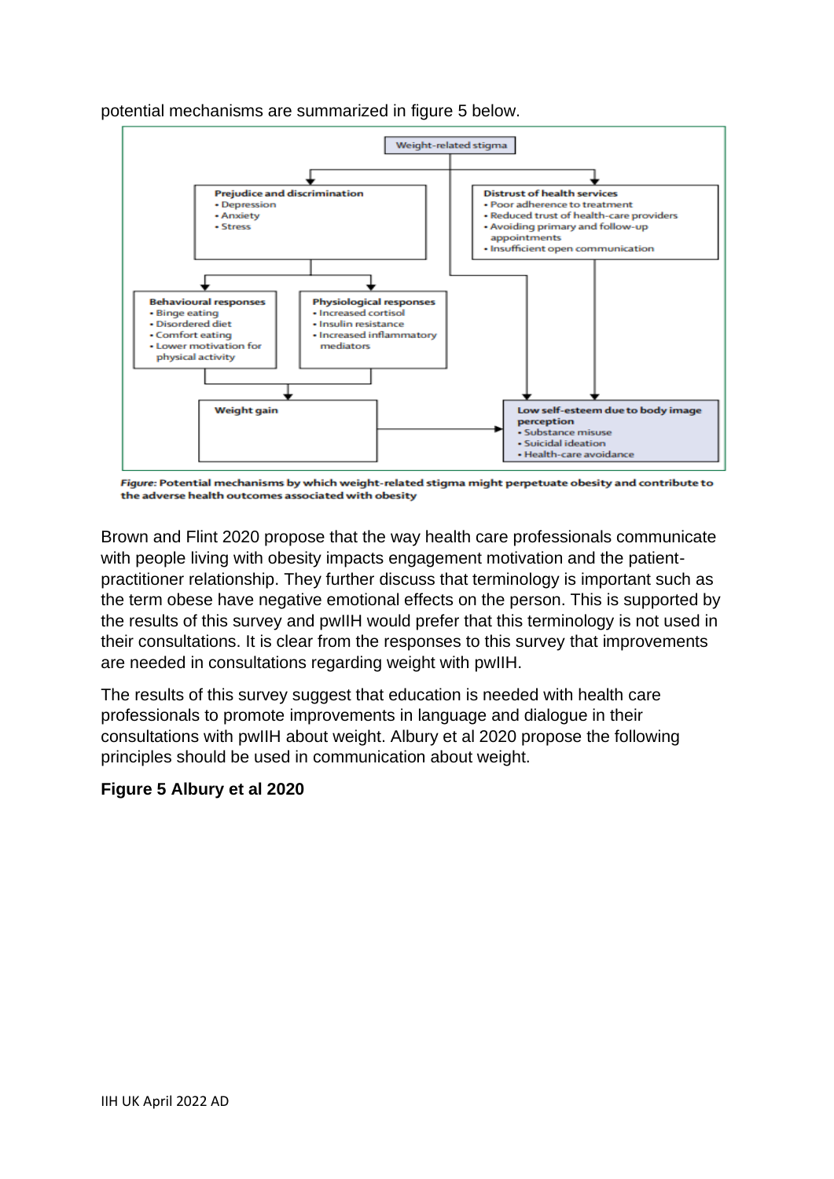potential mechanisms are summarized in figure 5 below.

Weight-related stigma

**Prejudice and discrimination**
- Depression
- Anxiety
- Stress

**Distrust of health services**
- Poor adherence to treatment
- Reduced trust of health-care providers
- Avoiding primary and follow-up appointments
- Insufficient open communication

**Behavioural responses**
- Binge eating
- Disordered diet
- Comfort eating
- Lower motivation for physical activity

**Physiological responses**
- Increased cortisol
- Insulin resistance
- Increased inflammatory mediators

**Weight gain**

**Low self-esteem due to body image perception**
- Substance misuse
- Suicidal ideation
- Health-care avoidance

***Figure:*** **Potential mechanisms by which weight-related stigma might perpetuate obesity and contribute to the adverse health outcomes associated with obesity**

Brown and Flint 2020 propose that the way health care professionals communicate with people living with obesity impacts engagement motivation and the patient-practitioner relationship. They further discuss that terminology is important such as the term obese have negative emotional effects on the person. This is supported by the results of this survey and pwIIH would prefer that this terminology is not used in their consultations. It is clear from the responses to this survey that improvements are needed in consultations regarding weight with pwIIH.

The results of this survey suggest that education is needed with health care professionals to promote improvements in language and dialogue in their consultations with pwIIH about weight. Albury et al 2020 propose the following principles should be used in communication about weight.

**Figure 5 Albury et al 2020**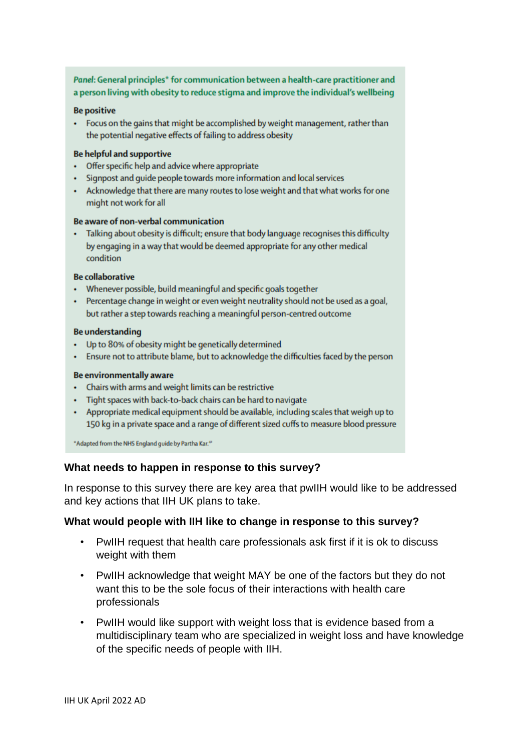*Panel*: **General principles* for communication between a health-care practitioner and a person living with obesity to reduce stigma and improve the individual's wellbeing**

**Be positive**

- Focus on the gains that might be accomplished by weight management, rather than the potential negative effects of failing to address obesity

**Be helpful and supportive**

- Offer specific help and advice where appropriate
- Signpost and guide people towards more information and local services
- Acknowledge that there are many routes to lose weight and that what works for one might not work for all

**Be aware of non-verbal communication**

- Talking about obesity is difficult; ensure that body language recognises this difficulty by engaging in a way that would be deemed appropriate for any other medical condition

**Be collaborative**

- Whenever possible, build meaningful and specific goals together
- Percentage change in weight or even weight neutrality should not be used as a goal, but rather a step towards reaching a meaningful person-centred outcome

**Be understanding**

- Up to 80% of obesity might be genetically determined
- Ensure not to attribute blame, but to acknowledge the difficulties faced by the person

**Be environmentally aware**

- Chairs with arms and weight limits can be restrictive
- Tight spaces with back-to-back chairs can be hard to navigate
- Appropriate medical equipment should be available, including scales that weigh up to 150 kg in a private space and a range of different sized cuffs to measure blood pressure

*Adapted from the NHS England guide by Partha Kar.[47]

### What needs to happen in response to this survey?

In response to this survey there are key area that pwIIH would like to be addressed and key actions that IIH UK plans to take.

### What would people with IIH like to change in response to this survey?

- PwIIH request that health care professionals ask first if it is ok to discuss weight with them
- PwIIH acknowledge that weight MAY be one of the factors but they do not want this to be the sole focus of their interactions with health care professionals
- PwIIH would like support with weight loss that is evidence based from a multidisciplinary team who are specialized in weight loss and have knowledge of the specific needs of people with IIH.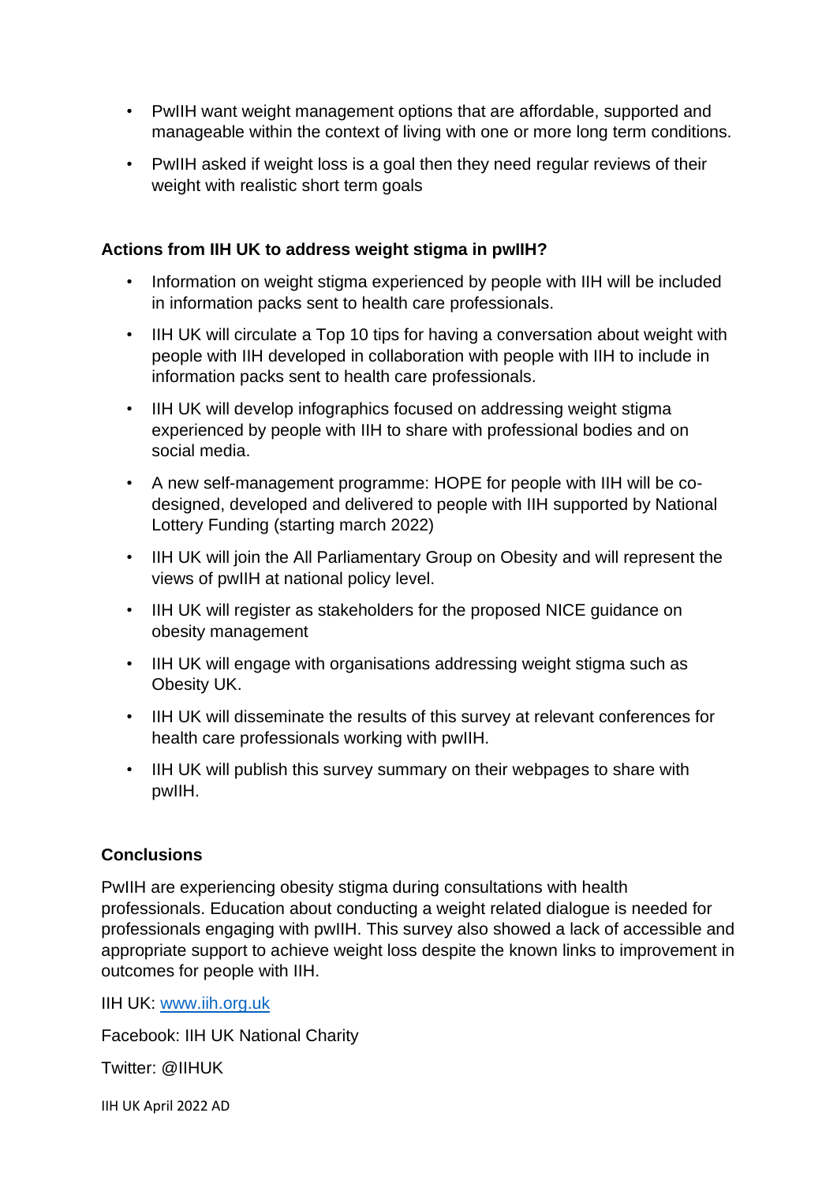- PwIIH want weight management options that are affordable, supported and manageable within the context of living with one or more long term conditions.
- PwIIH asked if weight loss is a goal then they need regular reviews of their weight with realistic short term goals

**Actions from IIH UK to address weight stigma in pwIIH?**

- Information on weight stigma experienced by people with IIH will be included in information packs sent to health care professionals.
- IIH UK will circulate a Top 10 tips for having a conversation about weight with people with IIH developed in collaboration with people with IIH to include in information packs sent to health care professionals.
- IIH UK will develop infographics focused on addressing weight stigma experienced by people with IIH to share with professional bodies and on social media.
- A new self-management programme: HOPE for people with IIH will be co-designed, developed and delivered to people with IIH supported by National Lottery Funding (starting march 2022)
- IIH UK will join the All Parliamentary Group on Obesity and will represent the views of pwIIH at national policy level.
- IIH UK will register as stakeholders for the proposed NICE guidance on obesity management
- IIH UK will engage with organisations addressing weight stigma such as Obesity UK.
- IIH UK will disseminate the results of this survey at relevant conferences for health care professionals working with pwIIH.
- IIH UK will publish this survey summary on their webpages to share with pwIIH.

**Conclusions**

PwIIH are experiencing obesity stigma during consultations with health professionals. Education about conducting a weight related dialogue is needed for professionals engaging with pwIIH. This survey also showed a lack of accessible and appropriate support to achieve weight loss despite the known links to improvement in outcomes for people with IIH.

IIH UK: [www.iih.org.uk](http://www.iih.org.uk)

Facebook: IIH UK National Charity

Twitter: @IIHUK

IIH UK April 2022 AD